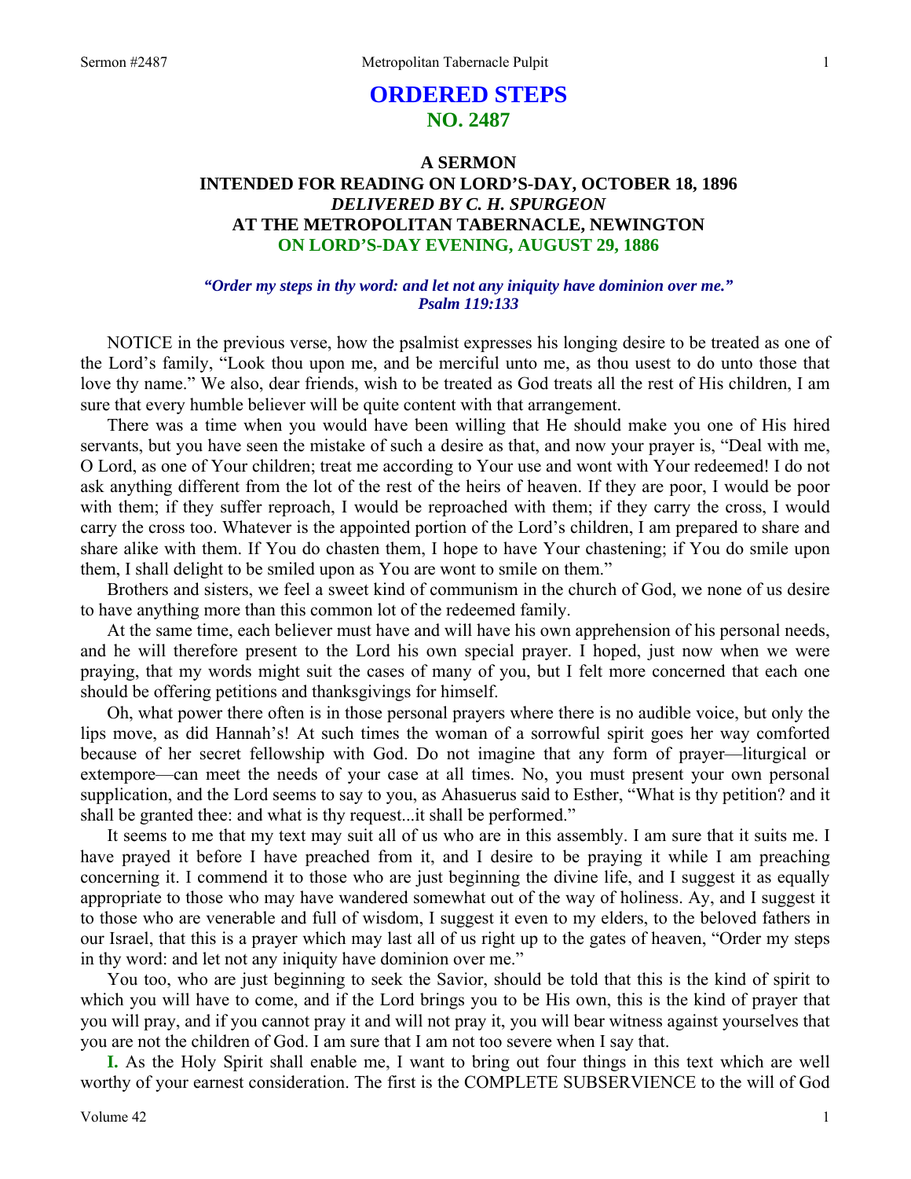# ORDERED STEPS
## NO. 2487

### A SERMON
### INTENDED FOR READING ON LORD'S-DAY, OCTOBER 18, 1896
### *DELIVERED BY C. H. SPURGEON*
### AT THE METROPOLITAN TABERNACLE, NEWINGTON
### ON LORD'S-DAY EVENING, AUGUST 29, 1886

***"Order my steps in thy word: and let not any iniquity have dominion over me."***
***Psalm 119:133***

NOTICE in the previous verse, how the psalmist expresses his longing desire to be treated as one of the Lord's family, "Look thou upon me, and be merciful unto me, as thou usest to do unto those that love thy name." We also, dear friends, wish to be treated as God treats all the rest of His children, I am sure that every humble believer will be quite content with that arrangement.

There was a time when you would have been willing that He should make you one of His hired servants, but you have seen the mistake of such a desire as that, and now your prayer is, "Deal with me, O Lord, as one of Your children; treat me according to Your use and wont with Your redeemed! I do not ask anything different from the lot of the rest of the heirs of heaven. If they are poor, I would be poor with them; if they suffer reproach, I would be reproached with them; if they carry the cross, I would carry the cross too. Whatever is the appointed portion of the Lord's children, I am prepared to share and share alike with them. If You do chasten them, I hope to have Your chastening; if You do smile upon them, I shall delight to be smiled upon as You are wont to smile on them."

Brothers and sisters, we feel a sweet kind of communism in the church of God, we none of us desire to have anything more than this common lot of the redeemed family.

At the same time, each believer must have and will have his own apprehension of his personal needs, and he will therefore present to the Lord his own special prayer. I hoped, just now when we were praying, that my words might suit the cases of many of you, but I felt more concerned that each one should be offering petitions and thanksgivings for himself.

Oh, what power there often is in those personal prayers where there is no audible voice, but only the lips move, as did Hannah's! At such times the woman of a sorrowful spirit goes her way comforted because of her secret fellowship with God. Do not imagine that any form of prayer—liturgical or extempore—can meet the needs of your case at all times. No, you must present your own personal supplication, and the Lord seems to say to you, as Ahasuerus said to Esther, "What is thy petition? and it shall be granted thee: and what is thy request...it shall be performed."

It seems to me that my text may suit all of us who are in this assembly. I am sure that it suits me. I have prayed it before I have preached from it, and I desire to be praying it while I am preaching concerning it. I commend it to those who are just beginning the divine life, and I suggest it as equally appropriate to those who may have wandered somewhat out of the way of holiness. Ay, and I suggest it to those who are venerable and full of wisdom, I suggest it even to my elders, to the beloved fathers in our Israel, that this is a prayer which may last all of us right up to the gates of heaven, "Order my steps in thy word: and let not any iniquity have dominion over me."

You too, who are just beginning to seek the Savior, should be told that this is the kind of spirit to which you will have to come, and if the Lord brings you to be His own, this is the kind of prayer that you will pray, and if you cannot pray it and will not pray it, you will bear witness against yourselves that you are not the children of God. I am sure that I am not too severe when I say that.

**I.** As the Holy Spirit shall enable me, I want to bring out four things in this text which are well worthy of your earnest consideration. The first is the COMPLETE SUBSERVIENCE to the will of God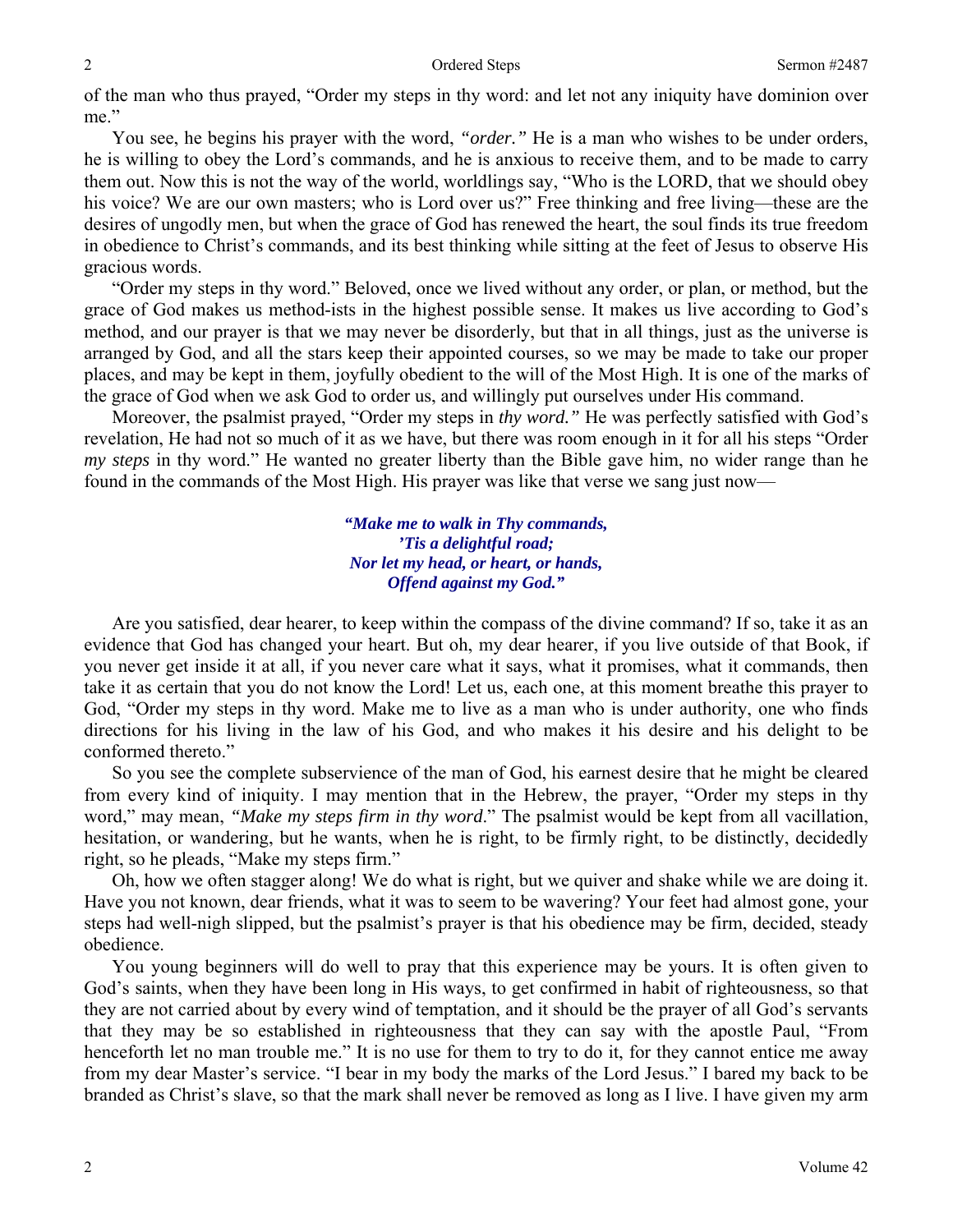of the man who thus prayed, "Order my steps in thy word: and let not any iniquity have dominion over me."

You see, he begins his prayer with the word, *"order."* He is a man who wishes to be under orders, he is willing to obey the Lord's commands, and he is anxious to receive them, and to be made to carry them out. Now this is not the way of the world, worldlings say, "Who is the LORD, that we should obey his voice? We are our own masters; who is Lord over us?" Free thinking and free living—these are the desires of ungodly men, but when the grace of God has renewed the heart, the soul finds its true freedom in obedience to Christ's commands, and its best thinking while sitting at the feet of Jesus to observe His gracious words.

"Order my steps in thy word." Beloved, once we lived without any order, or plan, or method, but the grace of God makes us method-ists in the highest possible sense. It makes us live according to God's method, and our prayer is that we may never be disorderly, but that in all things, just as the universe is arranged by God, and all the stars keep their appointed courses, so we may be made to take our proper places, and may be kept in them, joyfully obedient to the will of the Most High. It is one of the marks of the grace of God when we ask God to order us, and willingly put ourselves under His command.

Moreover, the psalmist prayed, "Order my steps in *thy word."* He was perfectly satisfied with God's revelation, He had not so much of it as we have, but there was room enough in it for all his steps "Order *my steps* in thy word." He wanted no greater liberty than the Bible gave him, no wider range than he found in the commands of the Most High. His prayer was like that verse we sang just now—

> ***"Make me to walk in Thy commands,***
> ***'Tis a delightful road;***
> ***Nor let my head, or heart, or hands,***
> ***Offend against my God."***

Are you satisfied, dear hearer, to keep within the compass of the divine command? If so, take it as an evidence that God has changed your heart. But oh, my dear hearer, if you live outside of that Book, if you never get inside it at all, if you never care what it says, what it promises, what it commands, then take it as certain that you do not know the Lord! Let us, each one, at this moment breathe this prayer to God, "Order my steps in thy word. Make me to live as a man who is under authority, one who finds directions for his living in the law of his God, and who makes it his desire and his delight to be conformed thereto."

So you see the complete subservience of the man of God, his earnest desire that he might be cleared from every kind of iniquity. I may mention that in the Hebrew, the prayer, "Order my steps in thy word," may mean, *"Make my steps firm in thy word.*" The psalmist would be kept from all vacillation, hesitation, or wandering, but he wants, when he is right, to be firmly right, to be distinctly, decidedly right, so he pleads, "Make my steps firm."

Oh, how we often stagger along! We do what is right, but we quiver and shake while we are doing it. Have you not known, dear friends, what it was to seem to be wavering? Your feet had almost gone, your steps had well-nigh slipped, but the psalmist's prayer is that his obedience may be firm, decided, steady obedience.

You young beginners will do well to pray that this experience may be yours. It is often given to God's saints, when they have been long in His ways, to get confirmed in habit of righteousness, so that they are not carried about by every wind of temptation, and it should be the prayer of all God's servants that they may be so established in righteousness that they can say with the apostle Paul, "From henceforth let no man trouble me." It is no use for them to try to do it, for they cannot entice me away from my dear Master's service. "I bear in my body the marks of the Lord Jesus." I bared my back to be branded as Christ's slave, so that the mark shall never be removed as long as I live. I have given my arm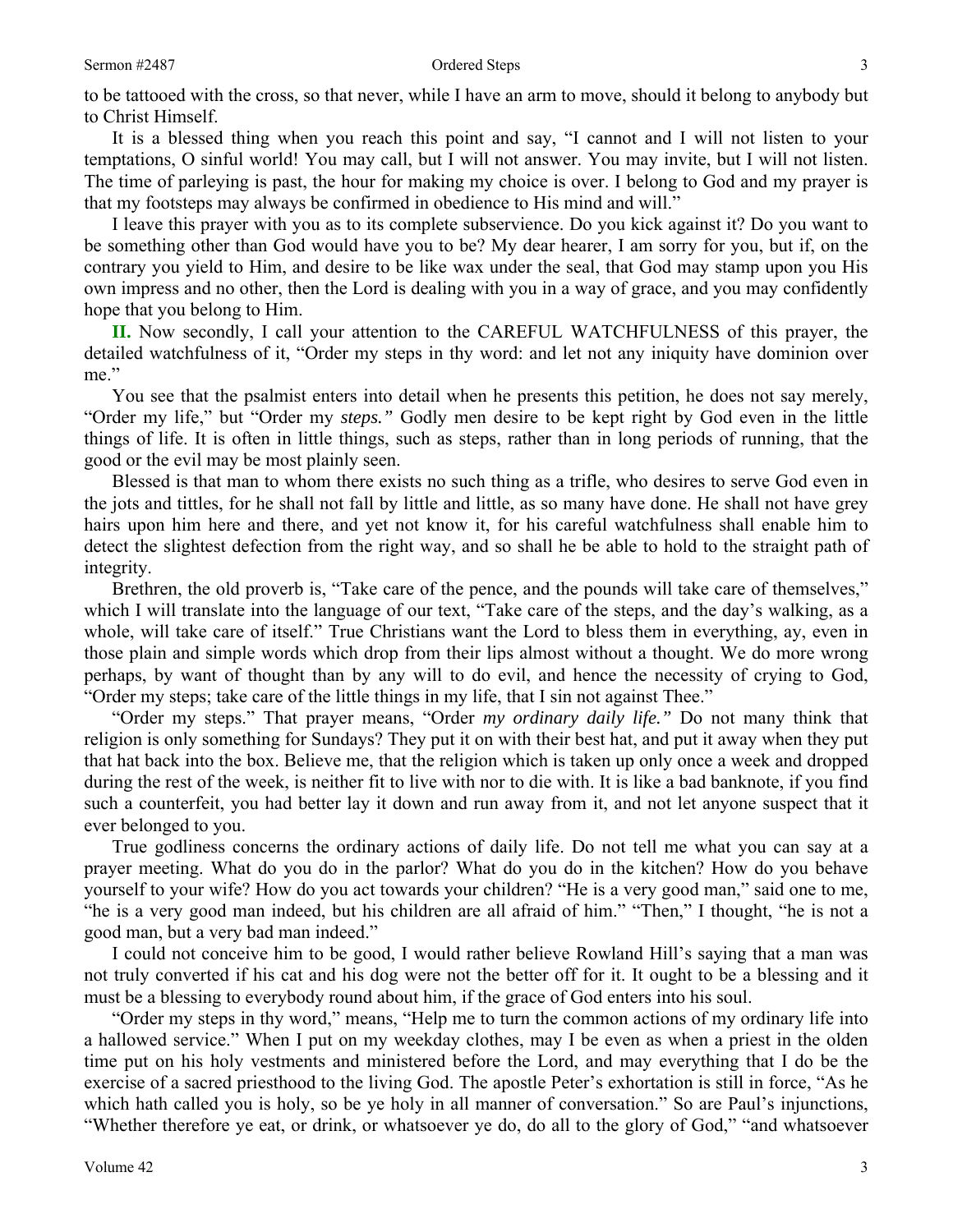to be tattooed with the cross, so that never, while I have an arm to move, should it belong to anybody but to Christ Himself.

It is a blessed thing when you reach this point and say, "I cannot and I will not listen to your temptations, O sinful world! You may call, but I will not answer. You may invite, but I will not listen. The time of parleying is past, the hour for making my choice is over. I belong to God and my prayer is that my footsteps may always be confirmed in obedience to His mind and will."

I leave this prayer with you as to its complete subservience. Do you kick against it? Do you want to be something other than God would have you to be? My dear hearer, I am sorry for you, but if, on the contrary you yield to Him, and desire to be like wax under the seal, that God may stamp upon you His own impress and no other, then the Lord is dealing with you in a way of grace, and you may confidently hope that you belong to Him.

**II.** Now secondly, I call your attention to the CAREFUL WATCHFULNESS of this prayer, the detailed watchfulness of it, "Order my steps in thy word: and let not any iniquity have dominion over me."

You see that the psalmist enters into detail when he presents this petition, he does not say merely, "Order my life," but "Order my *steps."* Godly men desire to be kept right by God even in the little things of life. It is often in little things, such as steps, rather than in long periods of running, that the good or the evil may be most plainly seen.

Blessed is that man to whom there exists no such thing as a trifle, who desires to serve God even in the jots and tittles, for he shall not fall by little and little, as so many have done. He shall not have grey hairs upon him here and there, and yet not know it, for his careful watchfulness shall enable him to detect the slightest defection from the right way, and so shall he be able to hold to the straight path of integrity.

Brethren, the old proverb is, "Take care of the pence, and the pounds will take care of themselves," which I will translate into the language of our text, "Take care of the steps, and the day's walking, as a whole, will take care of itself." True Christians want the Lord to bless them in everything, ay, even in those plain and simple words which drop from their lips almost without a thought. We do more wrong perhaps, by want of thought than by any will to do evil, and hence the necessity of crying to God, "Order my steps; take care of the little things in my life, that I sin not against Thee."

"Order my steps." That prayer means, "Order *my ordinary daily life."* Do not many think that religion is only something for Sundays? They put it on with their best hat, and put it away when they put that hat back into the box. Believe me, that the religion which is taken up only once a week and dropped during the rest of the week, is neither fit to live with nor to die with. It is like a bad banknote, if you find such a counterfeit, you had better lay it down and run away from it, and not let anyone suspect that it ever belonged to you.

True godliness concerns the ordinary actions of daily life. Do not tell me what you can say at a prayer meeting. What do you do in the parlor? What do you do in the kitchen? How do you behave yourself to your wife? How do you act towards your children? "He is a very good man," said one to me, "he is a very good man indeed, but his children are all afraid of him." "Then," I thought, "he is not a good man, but a very bad man indeed."

I could not conceive him to be good, I would rather believe Rowland Hill's saying that a man was not truly converted if his cat and his dog were not the better off for it. It ought to be a blessing and it must be a blessing to everybody round about him, if the grace of God enters into his soul.

"Order my steps in thy word," means, "Help me to turn the common actions of my ordinary life into a hallowed service." When I put on my weekday clothes, may I be even as when a priest in the olden time put on his holy vestments and ministered before the Lord, and may everything that I do be the exercise of a sacred priesthood to the living God. The apostle Peter's exhortation is still in force, "As he which hath called you is holy, so be ye holy in all manner of conversation." So are Paul's injunctions, "Whether therefore ye eat, or drink, or whatsoever ye do, do all to the glory of God," "and whatsoever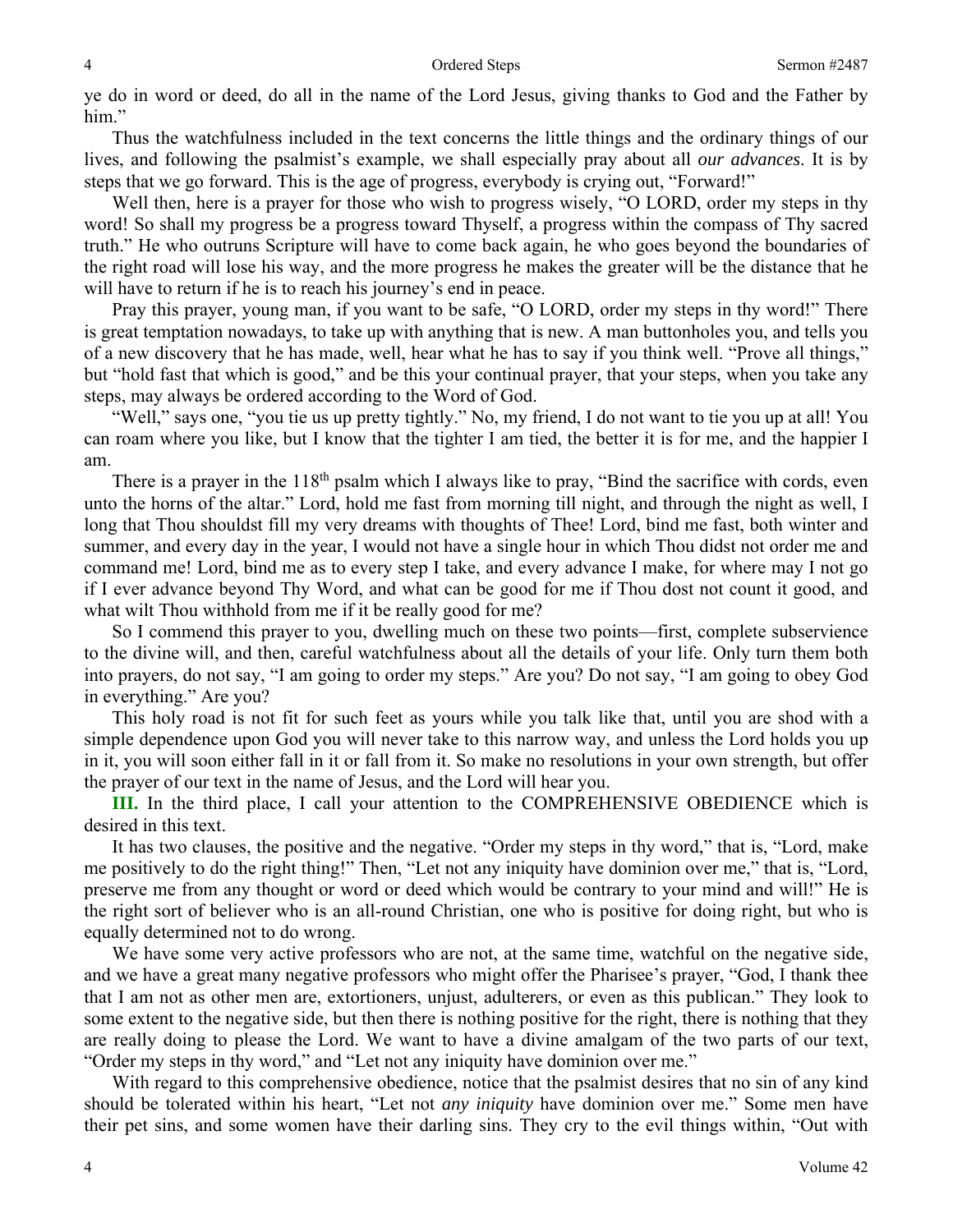ye do in word or deed, do all in the name of the Lord Jesus, giving thanks to God and the Father by him."

Thus the watchfulness included in the text concerns the little things and the ordinary things of our lives, and following the psalmist's example, we shall especially pray about all *our advances*. It is by steps that we go forward. This is the age of progress, everybody is crying out, "Forward!"

Well then, here is a prayer for those who wish to progress wisely, "O LORD, order my steps in thy word! So shall my progress be a progress toward Thyself, a progress within the compass of Thy sacred truth." He who outruns Scripture will have to come back again, he who goes beyond the boundaries of the right road will lose his way, and the more progress he makes the greater will be the distance that he will have to return if he is to reach his journey's end in peace.

Pray this prayer, young man, if you want to be safe, "O LORD, order my steps in thy word!" There is great temptation nowadays, to take up with anything that is new. A man buttonholes you, and tells you of a new discovery that he has made, well, hear what he has to say if you think well. "Prove all things," but "hold fast that which is good," and be this your continual prayer, that your steps, when you take any steps, may always be ordered according to the Word of God.

"Well," says one, "you tie us up pretty tightly." No, my friend, I do not want to tie you up at all! You can roam where you like, but I know that the tighter I am tied, the better it is for me, and the happier I am.

There is a prayer in the 118th psalm which I always like to pray, "Bind the sacrifice with cords, even unto the horns of the altar." Lord, hold me fast from morning till night, and through the night as well, I long that Thou shouldst fill my very dreams with thoughts of Thee! Lord, bind me fast, both winter and summer, and every day in the year, I would not have a single hour in which Thou didst not order me and command me! Lord, bind me as to every step I take, and every advance I make, for where may I not go if I ever advance beyond Thy Word, and what can be good for me if Thou dost not count it good, and what wilt Thou withhold from me if it be really good for me?

So I commend this prayer to you, dwelling much on these two points—first, complete subservience to the divine will, and then, careful watchfulness about all the details of your life. Only turn them both into prayers, do not say, "I am going to order my steps." Are you? Do not say, "I am going to obey God in everything." Are you?

This holy road is not fit for such feet as yours while you talk like that, until you are shod with a simple dependence upon God you will never take to this narrow way, and unless the Lord holds you up in it, you will soon either fall in it or fall from it. So make no resolutions in your own strength, but offer the prayer of our text in the name of Jesus, and the Lord will hear you.

**III.** In the third place, I call your attention to the COMPREHENSIVE OBEDIENCE which is desired in this text.

It has two clauses, the positive and the negative. "Order my steps in thy word," that is, "Lord, make me positively to do the right thing!" Then, "Let not any iniquity have dominion over me," that is, "Lord, preserve me from any thought or word or deed which would be contrary to your mind and will!" He is the right sort of believer who is an all-round Christian, one who is positive for doing right, but who is equally determined not to do wrong.

We have some very active professors who are not, at the same time, watchful on the negative side, and we have a great many negative professors who might offer the Pharisee's prayer, "God, I thank thee that I am not as other men are, extortioners, unjust, adulterers, or even as this publican." They look to some extent to the negative side, but then there is nothing positive for the right, there is nothing that they are really doing to please the Lord. We want to have a divine amalgam of the two parts of our text, "Order my steps in thy word," and "Let not any iniquity have dominion over me."

With regard to this comprehensive obedience, notice that the psalmist desires that no sin of any kind should be tolerated within his heart, "Let not *any iniquity* have dominion over me." Some men have their pet sins, and some women have their darling sins. They cry to the evil things within, "Out with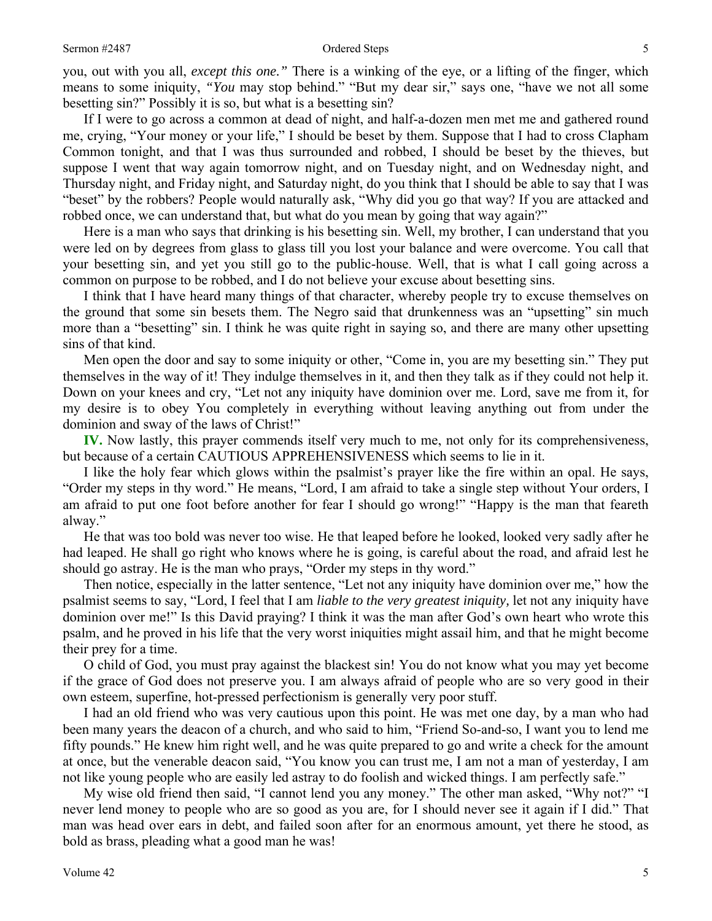you, out with you all, *except this one."* There is a winking of the eye, or a lifting of the finger, which means to some iniquity, *"You* may stop behind." "But my dear sir," says one, "have we not all some besetting sin?" Possibly it is so, but what is a besetting sin?

If I were to go across a common at dead of night, and half-a-dozen men met me and gathered round me, crying, "Your money or your life," I should be beset by them. Suppose that I had to cross Clapham Common tonight, and that I was thus surrounded and robbed, I should be beset by the thieves, but suppose I went that way again tomorrow night, and on Tuesday night, and on Wednesday night, and Thursday night, and Friday night, and Saturday night, do you think that I should be able to say that I was "beset" by the robbers? People would naturally ask, "Why did you go that way? If you are attacked and robbed once, we can understand that, but what do you mean by going that way again?"

Here is a man who says that drinking is his besetting sin. Well, my brother, I can understand that you were led on by degrees from glass to glass till you lost your balance and were overcome. You call that your besetting sin, and yet you still go to the public-house. Well, that is what I call going across a common on purpose to be robbed, and I do not believe your excuse about besetting sins.

I think that I have heard many things of that character, whereby people try to excuse themselves on the ground that some sin besets them. The Negro said that drunkenness was an "upsetting" sin much more than a "besetting" sin. I think he was quite right in saying so, and there are many other upsetting sins of that kind.

Men open the door and say to some iniquity or other, "Come in, you are my besetting sin." They put themselves in the way of it! They indulge themselves in it, and then they talk as if they could not help it. Down on your knees and cry, "Let not any iniquity have dominion over me. Lord, save me from it, for my desire is to obey You completely in everything without leaving anything out from under the dominion and sway of the laws of Christ!"

**IV.** Now lastly, this prayer commends itself very much to me, not only for its comprehensiveness, but because of a certain CAUTIOUS APPREHENSIVENESS which seems to lie in it.

I like the holy fear which glows within the psalmist's prayer like the fire within an opal. He says, "Order my steps in thy word." He means, "Lord, I am afraid to take a single step without Your orders, I am afraid to put one foot before another for fear I should go wrong!" "Happy is the man that feareth alway."

He that was too bold was never too wise. He that leaped before he looked, looked very sadly after he had leaped. He shall go right who knows where he is going, is careful about the road, and afraid lest he should go astray. He is the man who prays, "Order my steps in thy word."

Then notice, especially in the latter sentence, "Let not any iniquity have dominion over me," how the psalmist seems to say, "Lord, I feel that I am *liable to the very greatest iniquity,* let not any iniquity have dominion over me!" Is this David praying? I think it was the man after God's own heart who wrote this psalm, and he proved in his life that the very worst iniquities might assail him, and that he might become their prey for a time.

O child of God, you must pray against the blackest sin! You do not know what you may yet become if the grace of God does not preserve you. I am always afraid of people who are so very good in their own esteem, superfine, hot-pressed perfectionism is generally very poor stuff.

I had an old friend who was very cautious upon this point. He was met one day, by a man who had been many years the deacon of a church, and who said to him, "Friend So-and-so, I want you to lend me fifty pounds." He knew him right well, and he was quite prepared to go and write a check for the amount at once, but the venerable deacon said, "You know you can trust me, I am not a man of yesterday, I am not like young people who are easily led astray to do foolish and wicked things. I am perfectly safe."

My wise old friend then said, "I cannot lend you any money." The other man asked, "Why not?" "I never lend money to people who are so good as you are, for I should never see it again if I did." That man was head over ears in debt, and failed soon after for an enormous amount, yet there he stood, as bold as brass, pleading what a good man he was!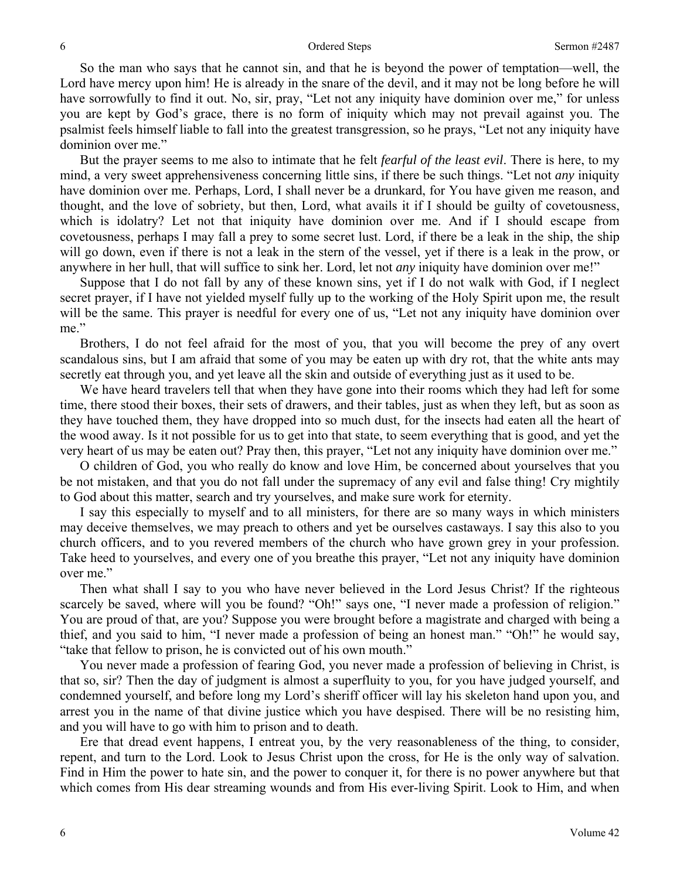So the man who says that he cannot sin, and that he is beyond the power of temptation—well, the Lord have mercy upon him! He is already in the snare of the devil, and it may not be long before he will have sorrowfully to find it out. No, sir, pray, "Let not any iniquity have dominion over me," for unless you are kept by God's grace, there is no form of iniquity which may not prevail against you. The psalmist feels himself liable to fall into the greatest transgression, so he prays, "Let not any iniquity have dominion over me."

But the prayer seems to me also to intimate that he felt *fearful of the least evil*. There is here, to my mind, a very sweet apprehensiveness concerning little sins, if there be such things. "Let not *any* iniquity have dominion over me. Perhaps, Lord, I shall never be a drunkard, for You have given me reason, and thought, and the love of sobriety, but then, Lord, what avails it if I should be guilty of covetousness, which is idolatry? Let not that iniquity have dominion over me. And if I should escape from covetousness, perhaps I may fall a prey to some secret lust. Lord, if there be a leak in the ship, the ship will go down, even if there is not a leak in the stern of the vessel, yet if there is a leak in the prow, or anywhere in her hull, that will suffice to sink her. Lord, let not *any* iniquity have dominion over me!"

Suppose that I do not fall by any of these known sins, yet if I do not walk with God, if I neglect secret prayer, if I have not yielded myself fully up to the working of the Holy Spirit upon me, the result will be the same. This prayer is needful for every one of us, "Let not any iniquity have dominion over me."

Brothers, I do not feel afraid for the most of you, that you will become the prey of any overt scandalous sins, but I am afraid that some of you may be eaten up with dry rot, that the white ants may secretly eat through you, and yet leave all the skin and outside of everything just as it used to be.

We have heard travelers tell that when they have gone into their rooms which they had left for some time, there stood their boxes, their sets of drawers, and their tables, just as when they left, but as soon as they have touched them, they have dropped into so much dust, for the insects had eaten all the heart of the wood away. Is it not possible for us to get into that state, to seem everything that is good, and yet the very heart of us may be eaten out? Pray then, this prayer, "Let not any iniquity have dominion over me."

O children of God, you who really do know and love Him, be concerned about yourselves that you be not mistaken, and that you do not fall under the supremacy of any evil and false thing! Cry mightily to God about this matter, search and try yourselves, and make sure work for eternity.

I say this especially to myself and to all ministers, for there are so many ways in which ministers may deceive themselves, we may preach to others and yet be ourselves castaways. I say this also to you church officers, and to you revered members of the church who have grown grey in your profession. Take heed to yourselves, and every one of you breathe this prayer, "Let not any iniquity have dominion over me."

Then what shall I say to you who have never believed in the Lord Jesus Christ? If the righteous scarcely be saved, where will you be found? "Oh!" says one, "I never made a profession of religion." You are proud of that, are you? Suppose you were brought before a magistrate and charged with being a thief, and you said to him, "I never made a profession of being an honest man." "Oh!" he would say, "take that fellow to prison, he is convicted out of his own mouth."

You never made a profession of fearing God, you never made a profession of believing in Christ, is that so, sir? Then the day of judgment is almost a superfluity to you, for you have judged yourself, and condemned yourself, and before long my Lord's sheriff officer will lay his skeleton hand upon you, and arrest you in the name of that divine justice which you have despised. There will be no resisting him, and you will have to go with him to prison and to death.

Ere that dread event happens, I entreat you, by the very reasonableness of the thing, to consider, repent, and turn to the Lord. Look to Jesus Christ upon the cross, for He is the only way of salvation. Find in Him the power to hate sin, and the power to conquer it, for there is no power anywhere but that which comes from His dear streaming wounds and from His ever-living Spirit. Look to Him, and when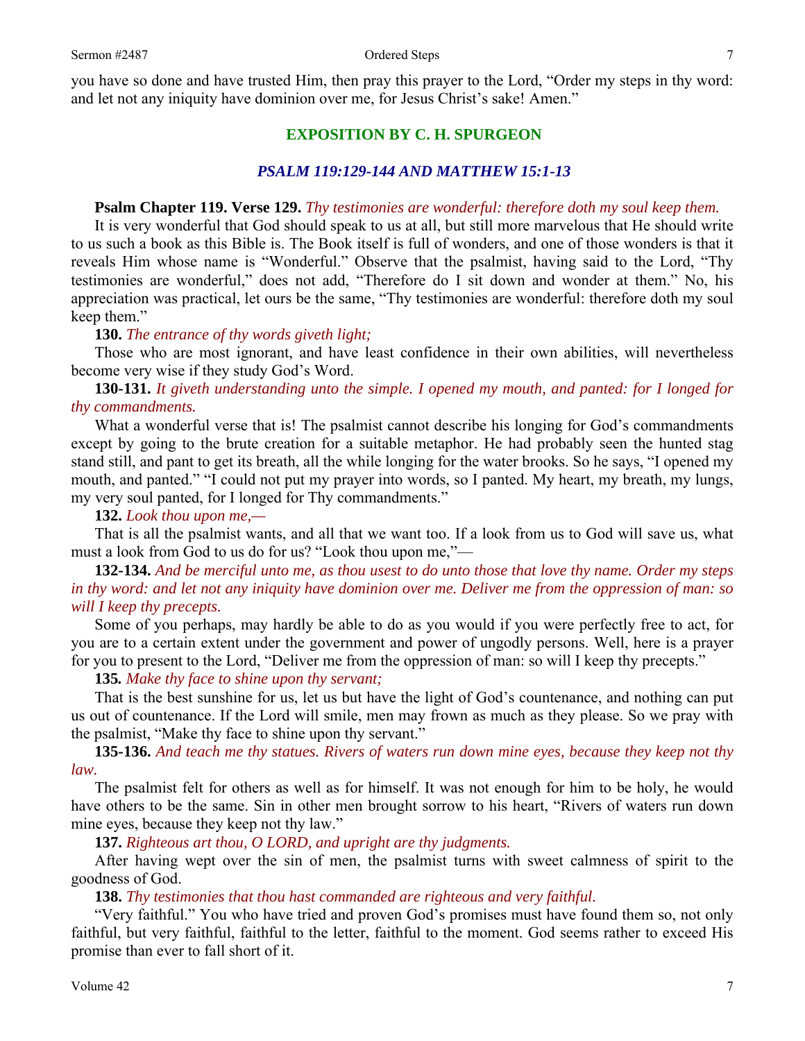you have so done and have trusted Him, then pray this prayer to the Lord, "Order my steps in thy word: and let not any iniquity have dominion over me, for Jesus Christ's sake! Amen."

## EXPOSITION BY C. H. SPURGEON

### *PSALM 119:129-144 AND MATTHEW 15:1-13*

**Psalm Chapter 119. Verse 129.** *Thy testimonies are wonderful: therefore doth my soul keep them.*

It is very wonderful that God should speak to us at all, but still more marvelous that He should write to us such a book as this Bible is. The Book itself is full of wonders, and one of those wonders is that it reveals Him whose name is "Wonderful." Observe that the psalmist, having said to the Lord, "Thy testimonies are wonderful," does not add, "Therefore do I sit down and wonder at them." No, his appreciation was practical, let ours be the same, "Thy testimonies are wonderful: therefore doth my soul keep them."

**130.** *The entrance of thy words giveth light;*

Those who are most ignorant, and have least confidence in their own abilities, will nevertheless become very wise if they study God's Word.

**130-131.** *It giveth understanding unto the simple. I opened my mouth, and panted: for I longed for thy commandments.*

What a wonderful verse that is! The psalmist cannot describe his longing for God's commandments except by going to the brute creation for a suitable metaphor. He had probably seen the hunted stag stand still, and pant to get its breath, all the while longing for the water brooks. So he says, "I opened my mouth, and panted." "I could not put my prayer into words, so I panted. My heart, my breath, my lungs, my very soul panted, for I longed for Thy commandments."

**132.** *Look thou upon me,—*

That is all the psalmist wants, and all that we want too. If a look from us to God will save us, what must a look from God to us do for us? "Look thou upon me,"—

**132-134.** *And be merciful unto me, as thou usest to do unto those that love thy name. Order my steps in thy word: and let not any iniquity have dominion over me. Deliver me from the oppression of man: so will I keep thy precepts.*

Some of you perhaps, may hardly be able to do as you would if you were perfectly free to act, for you are to a certain extent under the government and power of ungodly persons. Well, here is a prayer for you to present to the Lord, "Deliver me from the oppression of man: so will I keep thy precepts."

**135.** *Make thy face to shine upon thy servant;*

That is the best sunshine for us, let us but have the light of God's countenance, and nothing can put us out of countenance. If the Lord will smile, men may frown as much as they please. So we pray with the psalmist, "Make thy face to shine upon thy servant."

**135-136.** *And teach me thy statues. Rivers of waters run down mine eyes, because they keep not thy law.*

The psalmist felt for others as well as for himself. It was not enough for him to be holy, he would have others to be the same. Sin in other men brought sorrow to his heart, "Rivers of waters run down mine eyes, because they keep not thy law."

**137.** *Righteous art thou, O LORD, and upright are thy judgments.*

After having wept over the sin of men, the psalmist turns with sweet calmness of spirit to the goodness of God.

**138.** *Thy testimonies that thou hast commanded are righteous and very faithful.*

"Very faithful." You who have tried and proven God's promises must have found them so, not only faithful, but very faithful, faithful to the letter, faithful to the moment. God seems rather to exceed His promise than ever to fall short of it.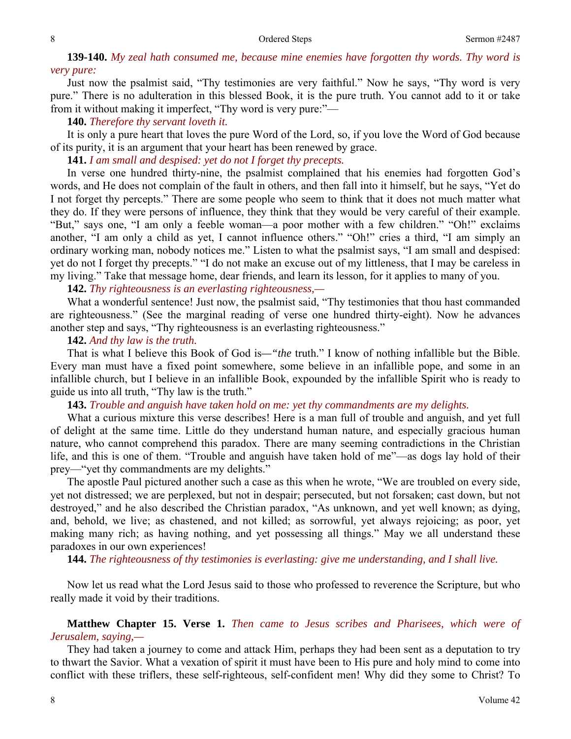**139-140.** *My zeal hath consumed me, because mine enemies have forgotten thy words. Thy word is very pure:*

Just now the psalmist said, "Thy testimonies are very faithful." Now he says, "Thy word is very pure." There is no adulteration in this blessed Book, it is the pure truth. You cannot add to it or take from it without making it imperfect, "Thy word is very pure:"—

**140.** *Therefore thy servant loveth it.*

It is only a pure heart that loves the pure Word of the Lord, so, if you love the Word of God because of its purity, it is an argument that your heart has been renewed by grace.

**141.** *I am small and despised: yet do not I forget thy precepts.*

In verse one hundred thirty-nine, the psalmist complained that his enemies had forgotten God's words, and He does not complain of the fault in others, and then fall into it himself, but he says, "Yet do I not forget thy percepts." There are some people who seem to think that it does not much matter what they do. If they were persons of influence, they think that they would be very careful of their example. "But," says one, "I am only a feeble woman—a poor mother with a few children." "Oh!" exclaims another, "I am only a child as yet, I cannot influence others." "Oh!" cries a third, "I am simply an ordinary working man, nobody notices me." Listen to what the psalmist says, "I am small and despised: yet do not I forget thy precepts." "I do not make an excuse out of my littleness, that I may be careless in my living." Take that message home, dear friends, and learn its lesson, for it applies to many of you.

**142.** *Thy righteousness is an everlasting righteousness,—*

What a wonderful sentence! Just now, the psalmist said, "Thy testimonies that thou hast commanded are righteousness." (See the marginal reading of verse one hundred thirty-eight). Now he advances another step and says, "Thy righteousness is an everlasting righteousness."

**142.** *And thy law is the truth.*

That is what I believe this Book of God is—*"the* truth." I know of nothing infallible but the Bible. Every man must have a fixed point somewhere, some believe in an infallible pope, and some in an infallible church, but I believe in an infallible Book, expounded by the infallible Spirit who is ready to guide us into all truth, "Thy law is the truth."

**143.** *Trouble and anguish have taken hold on me: yet thy commandments are my delights.*

What a curious mixture this verse describes! Here is a man full of trouble and anguish, and yet full of delight at the same time. Little do they understand human nature, and especially gracious human nature, who cannot comprehend this paradox. There are many seeming contradictions in the Christian life, and this is one of them. "Trouble and anguish have taken hold of me"—as dogs lay hold of their prey—"yet thy commandments are my delights."

The apostle Paul pictured another such a case as this when he wrote, "We are troubled on every side, yet not distressed; we are perplexed, but not in despair; persecuted, but not forsaken; cast down, but not destroyed," and he also described the Christian paradox, "As unknown, and yet well known; as dying, and, behold, we live; as chastened, and not killed; as sorrowful, yet always rejoicing; as poor, yet making many rich; as having nothing, and yet possessing all things." May we all understand these paradoxes in our own experiences!

**144.** *The righteousness of thy testimonies is everlasting: give me understanding, and I shall live.*

Now let us read what the Lord Jesus said to those who professed to reverence the Scripture, but who really made it void by their traditions.

**Matthew Chapter 15. Verse 1.** *Then came to Jesus scribes and Pharisees, which were of Jerusalem, saying,—*

They had taken a journey to come and attack Him, perhaps they had been sent as a deputation to try to thwart the Savior. What a vexation of spirit it must have been to His pure and holy mind to come into conflict with these triflers, these self-righteous, self-confident men! Why did they some to Christ? To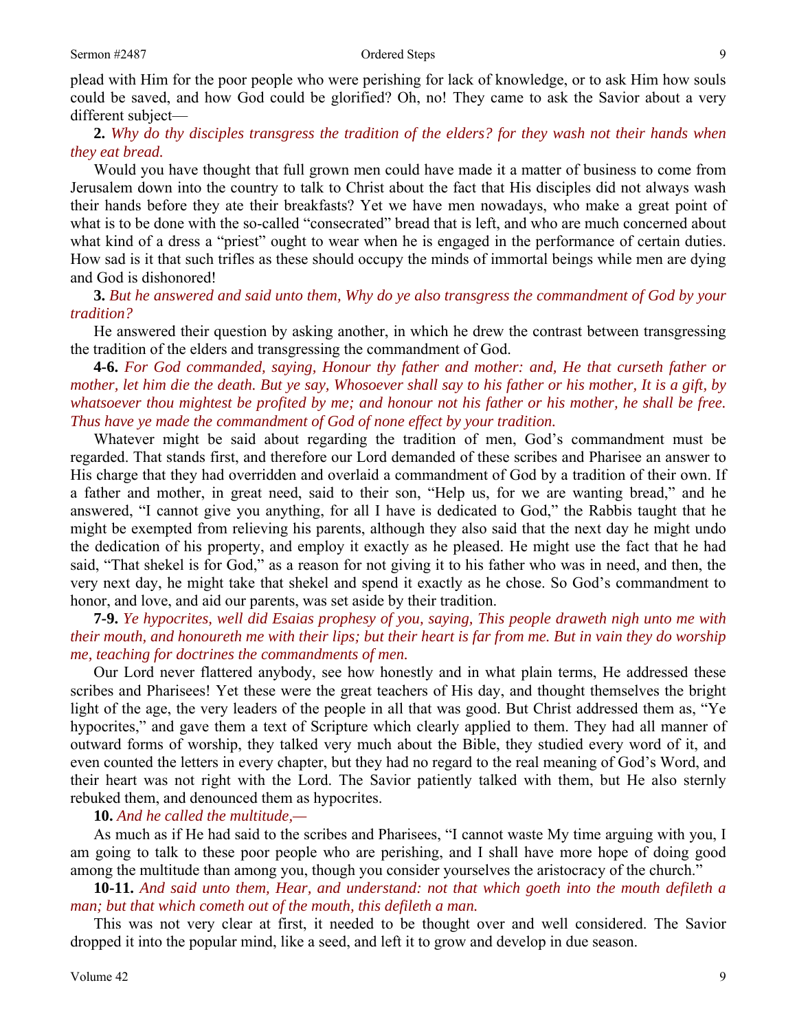plead with Him for the poor people who were perishing for lack of knowledge, or to ask Him how souls could be saved, and how God could be glorified? Oh, no! They came to ask the Savior about a very different subject—

**2.** *Why do thy disciples transgress the tradition of the elders? for they wash not their hands when they eat bread.*

Would you have thought that full grown men could have made it a matter of business to come from Jerusalem down into the country to talk to Christ about the fact that His disciples did not always wash their hands before they ate their breakfasts? Yet we have men nowadays, who make a great point of what is to be done with the so-called "consecrated" bread that is left, and who are much concerned about what kind of a dress a "priest" ought to wear when he is engaged in the performance of certain duties. How sad is it that such trifles as these should occupy the minds of immortal beings while men are dying and God is dishonored!

**3.** *But he answered and said unto them, Why do ye also transgress the commandment of God by your tradition?*

He answered their question by asking another, in which he drew the contrast between transgressing the tradition of the elders and transgressing the commandment of God.

**4-6.** *For God commanded, saying, Honour thy father and mother: and, He that curseth father or mother, let him die the death. But ye say, Whosoever shall say to his father or his mother, It is a gift, by whatsoever thou mightest be profited by me; and honour not his father or his mother, he shall be free. Thus have ye made the commandment of God of none effect by your tradition.*

Whatever might be said about regarding the tradition of men, God's commandment must be regarded. That stands first, and therefore our Lord demanded of these scribes and Pharisee an answer to His charge that they had overridden and overlaid a commandment of God by a tradition of their own. If a father and mother, in great need, said to their son, "Help us, for we are wanting bread," and he answered, "I cannot give you anything, for all I have is dedicated to God," the Rabbis taught that he might be exempted from relieving his parents, although they also said that the next day he might undo the dedication of his property, and employ it exactly as he pleased. He might use the fact that he had said, "That shekel is for God," as a reason for not giving it to his father who was in need, and then, the very next day, he might take that shekel and spend it exactly as he chose. So God's commandment to honor, and love, and aid our parents, was set aside by their tradition.

**7-9.** *Ye hypocrites, well did Esaias prophesy of you, saying, This people draweth nigh unto me with their mouth, and honoureth me with their lips; but their heart is far from me. But in vain they do worship me, teaching for doctrines the commandments of men.*

Our Lord never flattered anybody, see how honestly and in what plain terms, He addressed these scribes and Pharisees! Yet these were the great teachers of His day, and thought themselves the bright light of the age, the very leaders of the people in all that was good. But Christ addressed them as, "Ye hypocrites," and gave them a text of Scripture which clearly applied to them. They had all manner of outward forms of worship, they talked very much about the Bible, they studied every word of it, and even counted the letters in every chapter, but they had no regard to the real meaning of God's Word, and their heart was not right with the Lord. The Savior patiently talked with them, but He also sternly rebuked them, and denounced them as hypocrites.

**10.** *And he called the multitude,—*

As much as if He had said to the scribes and Pharisees, "I cannot waste My time arguing with you, I am going to talk to these poor people who are perishing, and I shall have more hope of doing good among the multitude than among you, though you consider yourselves the aristocracy of the church."

**10-11.** *And said unto them, Hear, and understand: not that which goeth into the mouth defileth a man; but that which cometh out of the mouth, this defileth a man.*

This was not very clear at first, it needed to be thought over and well considered. The Savior dropped it into the popular mind, like a seed, and left it to grow and develop in due season.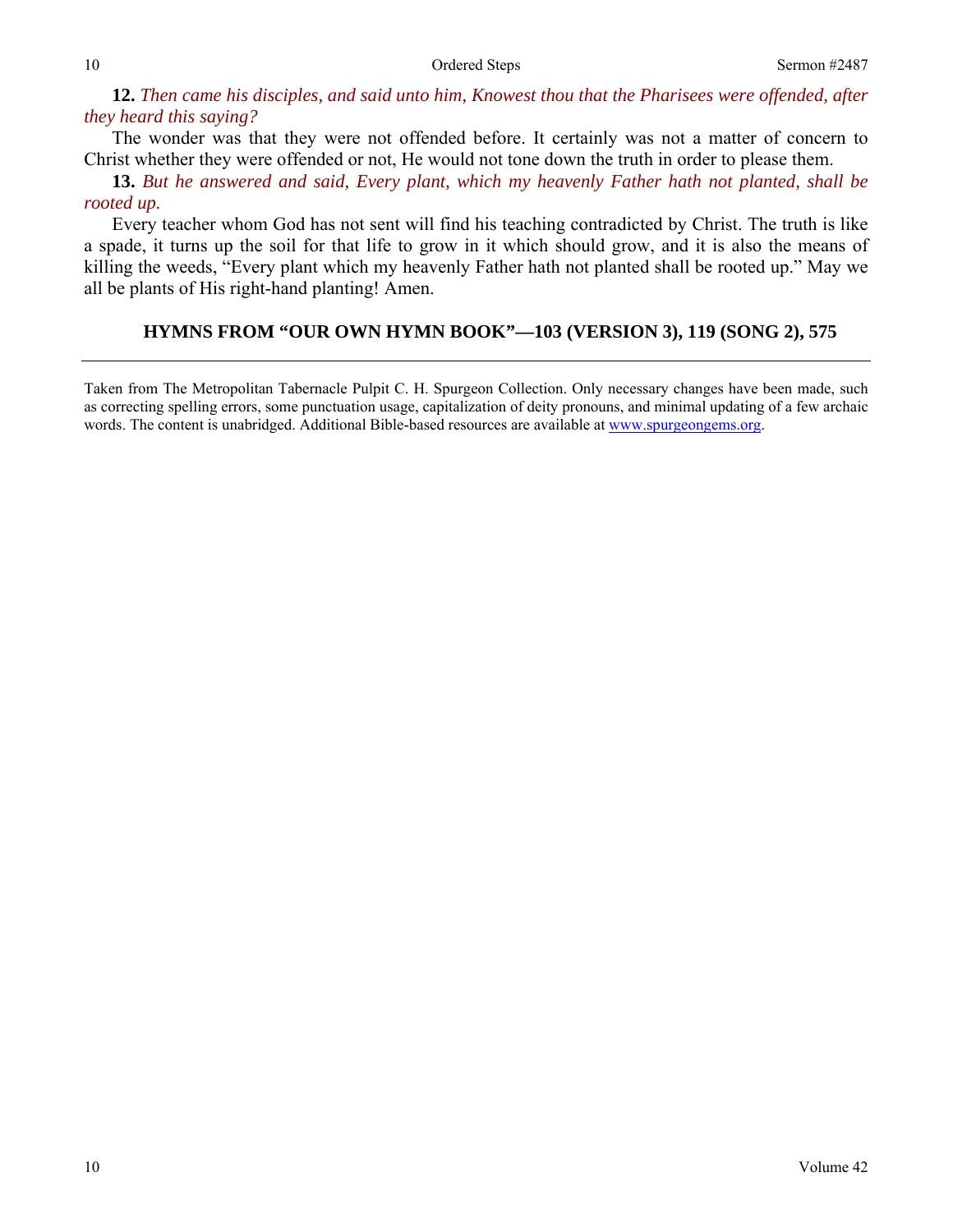**12.** *Then came his disciples, and said unto him, Knowest thou that the Pharisees were offended, after they heard this saying?*

The wonder was that they were not offended before. It certainly was not a matter of concern to Christ whether they were offended or not, He would not tone down the truth in order to please them.

**13.** *But he answered and said, Every plant, which my heavenly Father hath not planted, shall be rooted up.*

Every teacher whom God has not sent will find his teaching contradicted by Christ. The truth is like a spade, it turns up the soil for that life to grow in it which should grow, and it is also the means of killing the weeds, "Every plant which my heavenly Father hath not planted shall be rooted up." May we all be plants of His right-hand planting! Amen.

**HYMNS FROM "OUR OWN HYMN BOOK"—103 (VERSION 3), 119 (SONG 2), 575**

---

Taken from The Metropolitan Tabernacle Pulpit C. H. Spurgeon Collection. Only necessary changes have been made, such as correcting spelling errors, some punctuation usage, capitalization of deity pronouns, and minimal updating of a few archaic words. The content is unabridged. Additional Bible-based resources are available at www.spurgeongems.org.